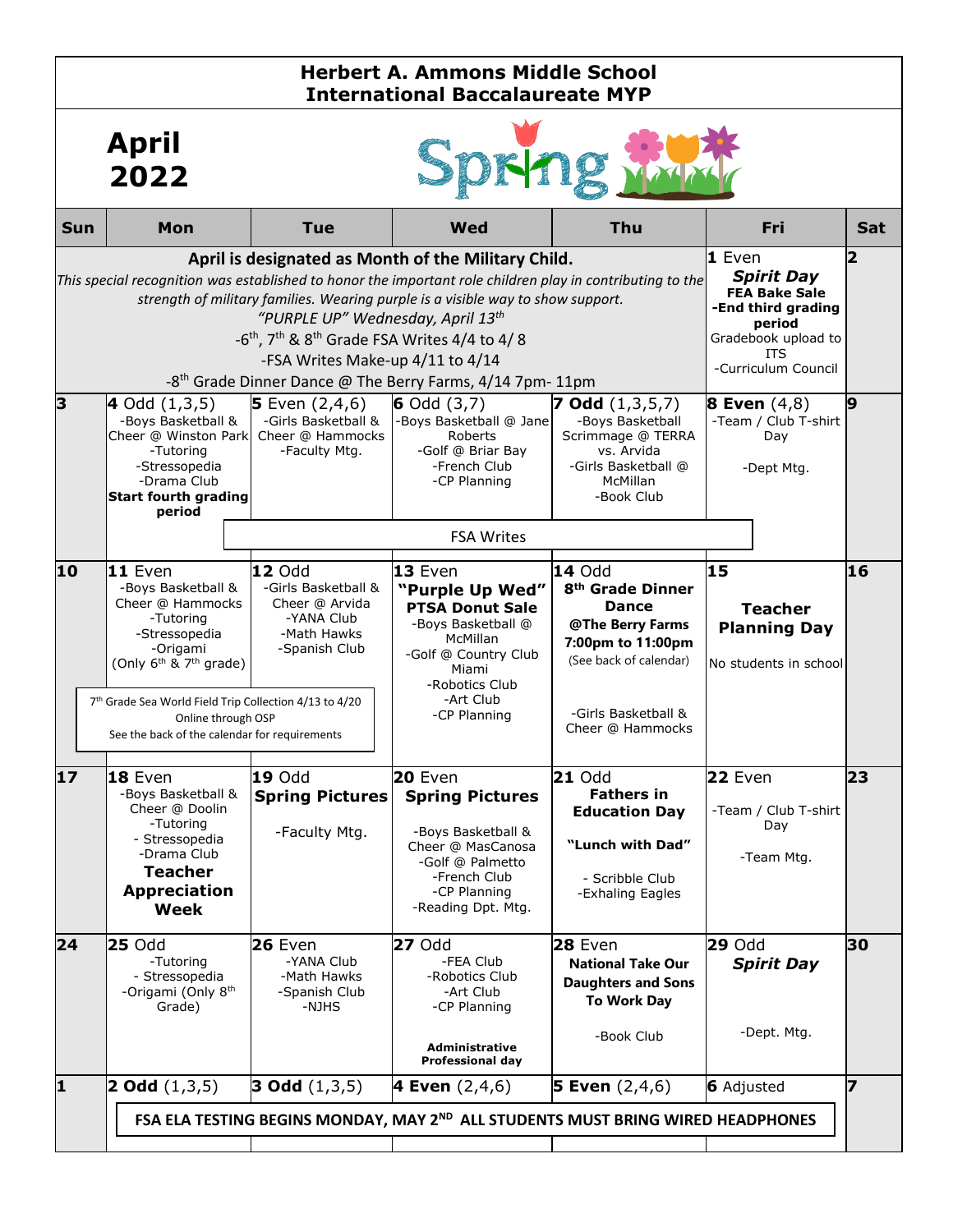# Herbert A. Ammons Middle School
## International Baccalaureate MYP

## April 2022

Spring

| Sun | Mon | Tue | Wed | Thu | Fri | Sat |
|---|---|---|---|---|---|---|
| **April is designated as Month of the Military Child.** *This special recognition was established to honor the important role children play in contributing to the strength of military families. Wearing purple is a visible way to show support.* *"PURPLE UP" Wednesday, April 13th* -6th, 7th & 8th Grade FSA Writes 4/4 to 4/8 -FSA Writes Make-up 4/11 to 4/14 -8th Grade Dinner Dance @ The Berry Farms, 4/14 7pm- 11pm | | | | | **1** Even ***Spirit Day*** **FEA Bake Sale** **-End third grading period** Gradebook upload to ITS -Curriculum Council | **2** |
| **3** | **4** Odd (1,3,5) -Boys Basketball & Cheer @ Winston Park -Tutoring -Stressopedia -Drama Club **Start fourth grading period** | **5** Even (2,4,6) -Girls Basketball & Cheer @ Hammocks -Faculty Mtg. | **6** Odd (3,7) -Boys Basketball @ Jane Roberts -Golf @ Briar Bay -French Club -CP Planning | **7 Odd** (1,3,5,7) -Boys Basketball Scrimmage @ TERRA vs. Arvida -Girls Basketball @ McMillan -Book Club | **8 Even** (4,8) -Team / Club T-shirt Day -Dept Mtg. | **9** |
| | | FSA Writes (4/5 – 4/8) | | | | |
| **10** | **11** Even -Boys Basketball & Cheer @ Hammocks -Tutoring -Stressopedia -Origami (Only 6th & 7th grade) | **12** Odd -Girls Basketball & Cheer @ Arvida -YANA Club -Math Hawks -Spanish Club | **13** Even **"Purple Up Wed"** **PTSA Donut Sale** -Boys Basketball @ McMillan -Golf @ Country Club Miami -Robotics Club -Art Club -CP Planning | **14** Odd **8th Grade Dinner Dance** **@The Berry Farms** **7:00pm to 11:00pm** (See back of calendar) -Girls Basketball & Cheer @ Hammocks | **15** **Teacher Planning Day** No students in school | **16** |
| | 7th Grade Sea World Field Trip Collection 4/13 to 4/20 Online through OSP See the back of the calendar for requirements | | | | | |
| **17** | **18** Even -Boys Basketball & Cheer @ Doolin -Tutoring - Stressopedia -Drama Club **Teacher Appreciation Week** | **19** Odd **Spring Pictures** -Faculty Mtg. | **20** Even **Spring Pictures** -Boys Basketball & Cheer @ MasCanosa -Golf @ Palmetto -French Club -CP Planning -Reading Dpt. Mtg. | **21** Odd **Fathers in Education Day** **"Lunch with Dad"** - Scribble Club -Exhaling Eagles | **22** Even -Team / Club T-shirt Day -Team Mtg. | **23** |
| **24** | **25** Odd -Tutoring - Stressopedia -Origami (Only 8th Grade) | **26** Even -YANA Club -Math Hawks -Spanish Club -NJHS | **27** Odd -FEA Club -Robotics Club -Art Club -CP Planning **Administrative Professional day** | **28** Even **National Take Our Daughters and Sons To Work Day** -Book Club | **29** Odd ***Spirit Day*** -Dept. Mtg. | **30** |
| **1** | **2 Odd** (1,3,5) | **3 Odd** (1,3,5) | **4 Even** (2,4,6) | **5 Even** (2,4,6) | **6** Adjusted | **7** |
| | **FSA ELA TESTING BEGINS MONDAY, MAY 2ND ALL STUDENTS MUST BRING WIRED HEADPHONES** | | | | | |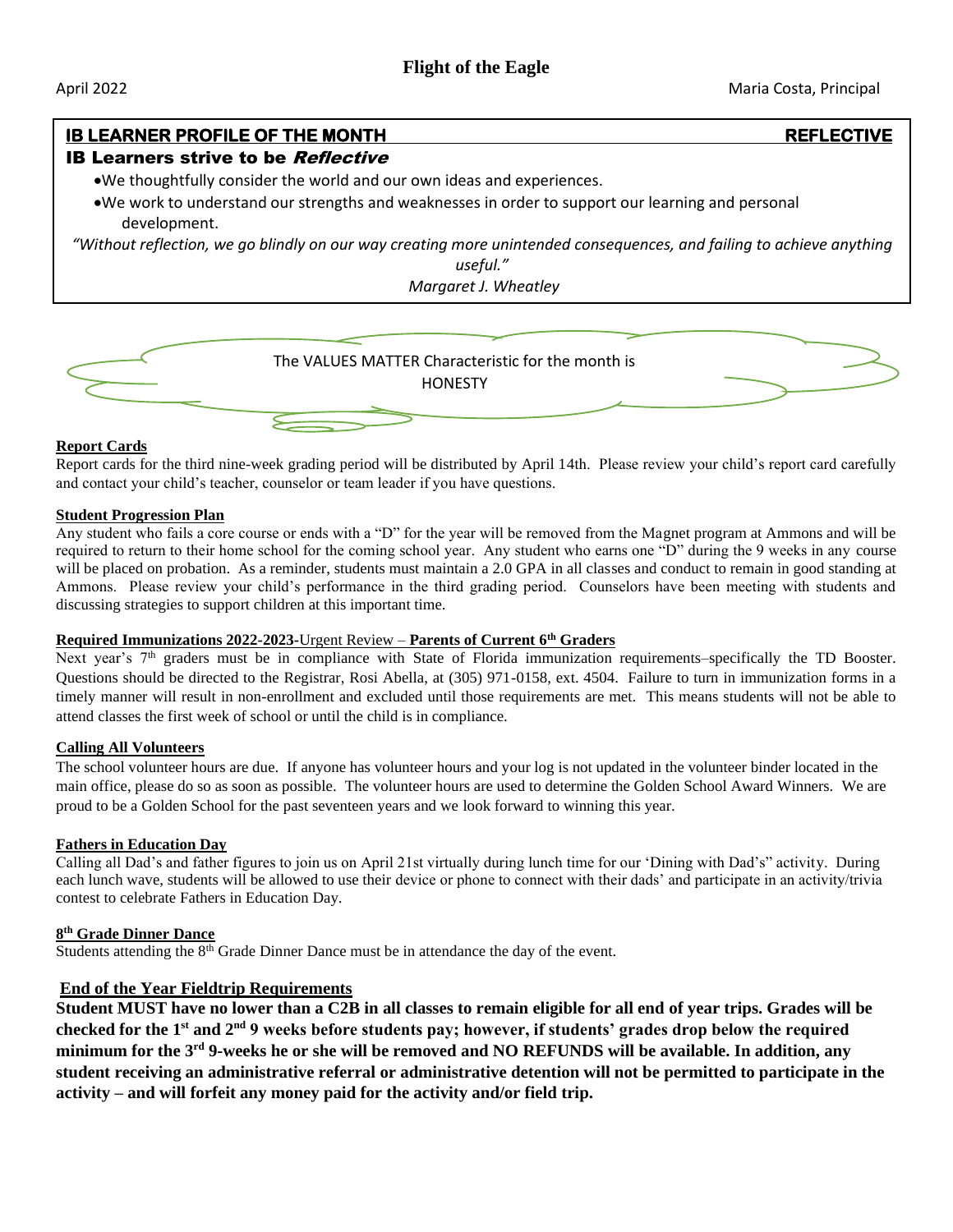# Flight of the Eagle

April 2022 Maria Costa, Principal

## IB LEARNER PROFILE OF THE MONTH — REFLECTIVE

### IB Learners strive to be *Reflective*

- We thoughtfully consider the world and our own ideas and experiences.
- We work to understand our strengths and weaknesses in order to support our learning and personal development.

*"Without reflection, we go blindly on our way creating more unintended consequences, and failing to achieve anything useful."*

*Margaret J. Wheatley*

The VALUES MATTER Characteristic for the month is HONESTY

**Report Cards**

Report cards for the third nine-week grading period will be distributed by April 14th. Please review your child's report card carefully and contact your child's teacher, counselor or team leader if you have questions.

**Student Progression Plan**

Any student who fails a core course or ends with a "D" for the year will be removed from the Magnet program at Ammons and will be required to return to their home school for the coming school year. Any student who earns one "D" during the 9 weeks in any course will be placed on probation. As a reminder, students must maintain a 2.0 GPA in all classes and conduct to remain in good standing at Ammons. Please review your child's performance in the third grading period. Counselors have been meeting with students and discussing strategies to support children at this important time.

**Required Immunizations 2022-2023**-Urgent Review – **Parents of Current 6th Graders**

Next year's 7th graders must be in compliance with State of Florida immunization requirements–specifically the TD Booster. Questions should be directed to the Registrar, Rosi Abella, at (305) 971-0158, ext. 4504. Failure to turn in immunization forms in a timely manner will result in non-enrollment and excluded until those requirements are met. This means students will not be able to attend classes the first week of school or until the child is in compliance.

**Calling All Volunteers**

The school volunteer hours are due. If anyone has volunteer hours and your log is not updated in the volunteer binder located in the main office, please do so as soon as possible. The volunteer hours are used to determine the Golden School Award Winners. We are proud to be a Golden School for the past seventeen years and we look forward to winning this year.

**Fathers in Education Day**

Calling all Dad's and father figures to join us on April 21st virtually during lunch time for our 'Dining with Dad's" activity. During each lunch wave, students will be allowed to use their device or phone to connect with their dads' and participate in an activity/trivia contest to celebrate Fathers in Education Day.

**8th Grade Dinner Dance**

Students attending the 8th Grade Dinner Dance must be in attendance the day of the event.

**End of the Year Fieldtrip Requirements**

**Student MUST have no lower than a C2B in all classes to remain eligible for all end of year trips. Grades will be checked for the 1st and 2nd 9 weeks before students pay; however, if students' grades drop below the required minimum for the 3rd 9-weeks he or she will be removed and NO REFUNDS will be available. In addition, any student receiving an administrative referral or administrative detention will not be permitted to participate in the activity – and will forfeit any money paid for the activity and/or field trip.**